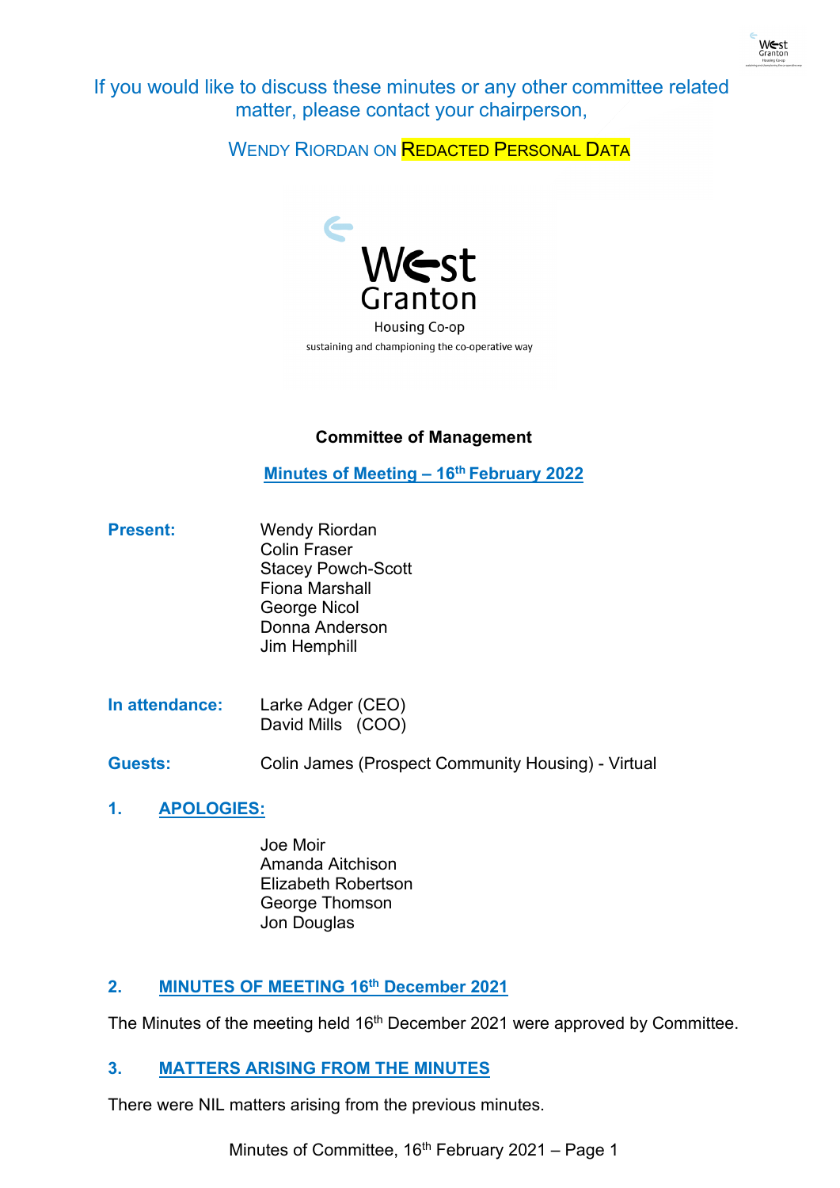If you would like to discuss these minutes or any other committee related matter, please contact your chairperson,

WENDY RIORDAN ON REDACTED PERSONAL DATA

West Granton
Housing Co-op
sustaining and championing the co-operative way

**Committee of Management**

**Minutes of Meeting – 16th February 2022**

**Present:**

Wendy Riordan
Colin Fraser
Stacey Powch-Scott
Fiona Marshall
George Nicol
Donna Anderson
Jim Hemphill

**In attendance:**

Larke Adger (CEO)
David Mills (COO)

**Guests:** Colin James (Prospect Community Housing) - Virtual

## 1. APOLOGIES:

Joe Moir
Amanda Aitchison
Elizabeth Robertson
George Thomson
Jon Douglas

## 2. MINUTES OF MEETING 16th December 2021

The Minutes of the meeting held 16th December 2021 were approved by Committee.

## 3. MATTERS ARISING FROM THE MINUTES

There were NIL matters arising from the previous minutes.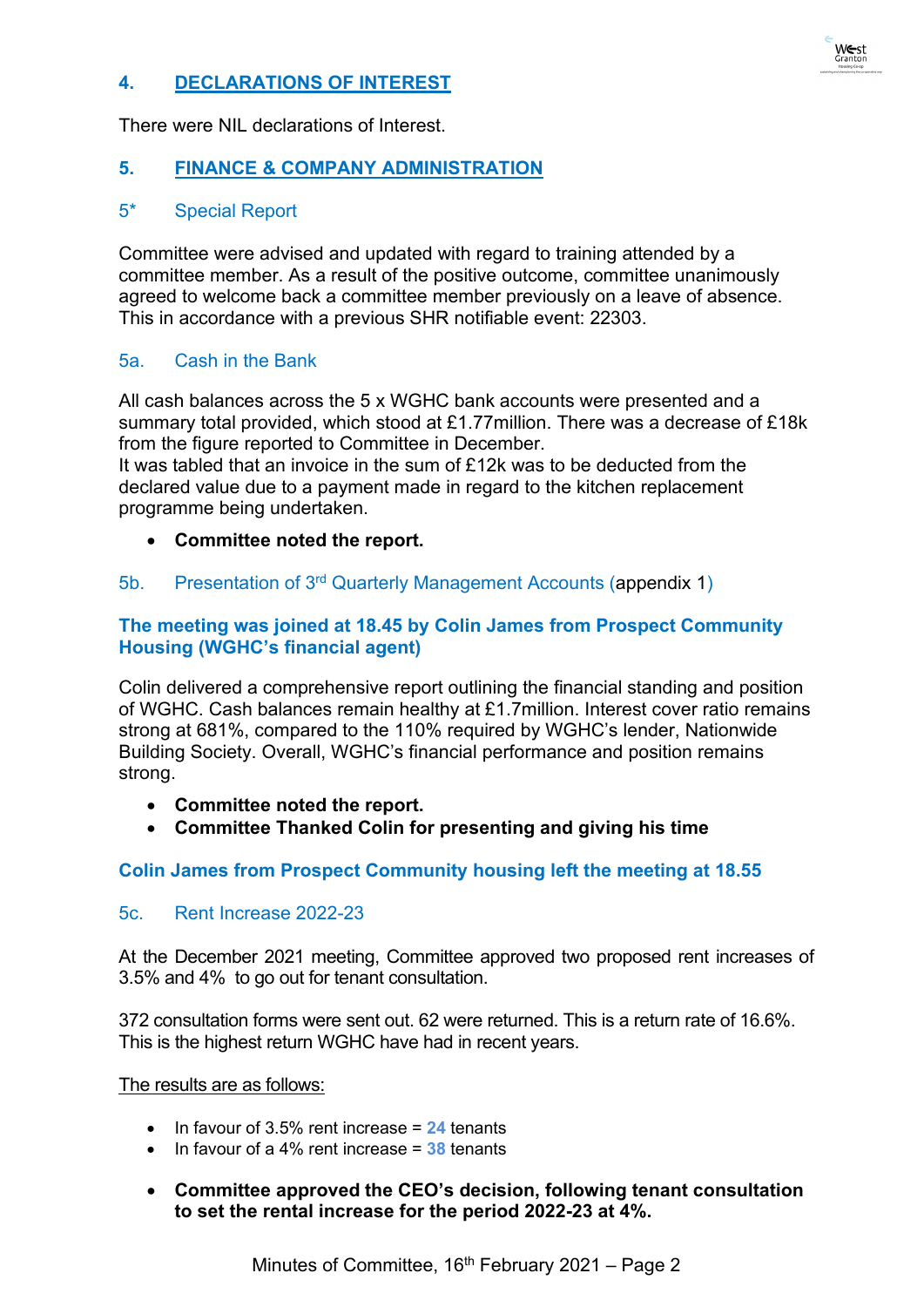## 4. DECLARATIONS OF INTEREST

There were NIL declarations of Interest.

## 5. FINANCE & COMPANY ADMINISTRATION

### 5* Special Report

Committee were advised and updated with regard to training attended by a committee member. As a result of the positive outcome, committee unanimously agreed to welcome back a committee member previously on a leave of absence. This in accordance with a previous SHR notifiable event: 22303.

### 5a. Cash in the Bank

All cash balances across the 5 x WGHC bank accounts were presented and a summary total provided, which stood at £1.77million. There was a decrease of £18k from the figure reported to Committee in December.
It was tabled that an invoice in the sum of £12k was to be deducted from the declared value due to a payment made in regard to the kitchen replacement programme being undertaken.

- **Committee noted the report.**

### 5b. Presentation of 3rd Quarterly Management Accounts (appendix 1)

**The meeting was joined at 18.45 by Colin James from Prospect Community Housing (WGHC's financial agent)**

Colin delivered a comprehensive report outlining the financial standing and position of WGHC. Cash balances remain healthy at £1.7million. Interest cover ratio remains strong at 681%, compared to the 110% required by WGHC's lender, Nationwide Building Society. Overall, WGHC's financial performance and position remains strong.

- **Committee noted the report.**
- **Committee Thanked Colin for presenting and giving his time**

**Colin James from Prospect Community housing left the meeting at 18.55**

### 5c. Rent Increase 2022-23

At the December 2021 meeting, Committee approved two proposed rent increases of 3.5% and 4% to go out for tenant consultation.

372 consultation forms were sent out. 62 were returned. This is a return rate of 16.6%. This is the highest return WGHC have had in recent years.

The results are as follows:

- In favour of 3.5% rent increase = **24** tenants
- In favour of a 4% rent increase = **38** tenants

- **Committee approved the CEO's decision, following tenant consultation to set the rental increase for the period 2022-23 at 4%.**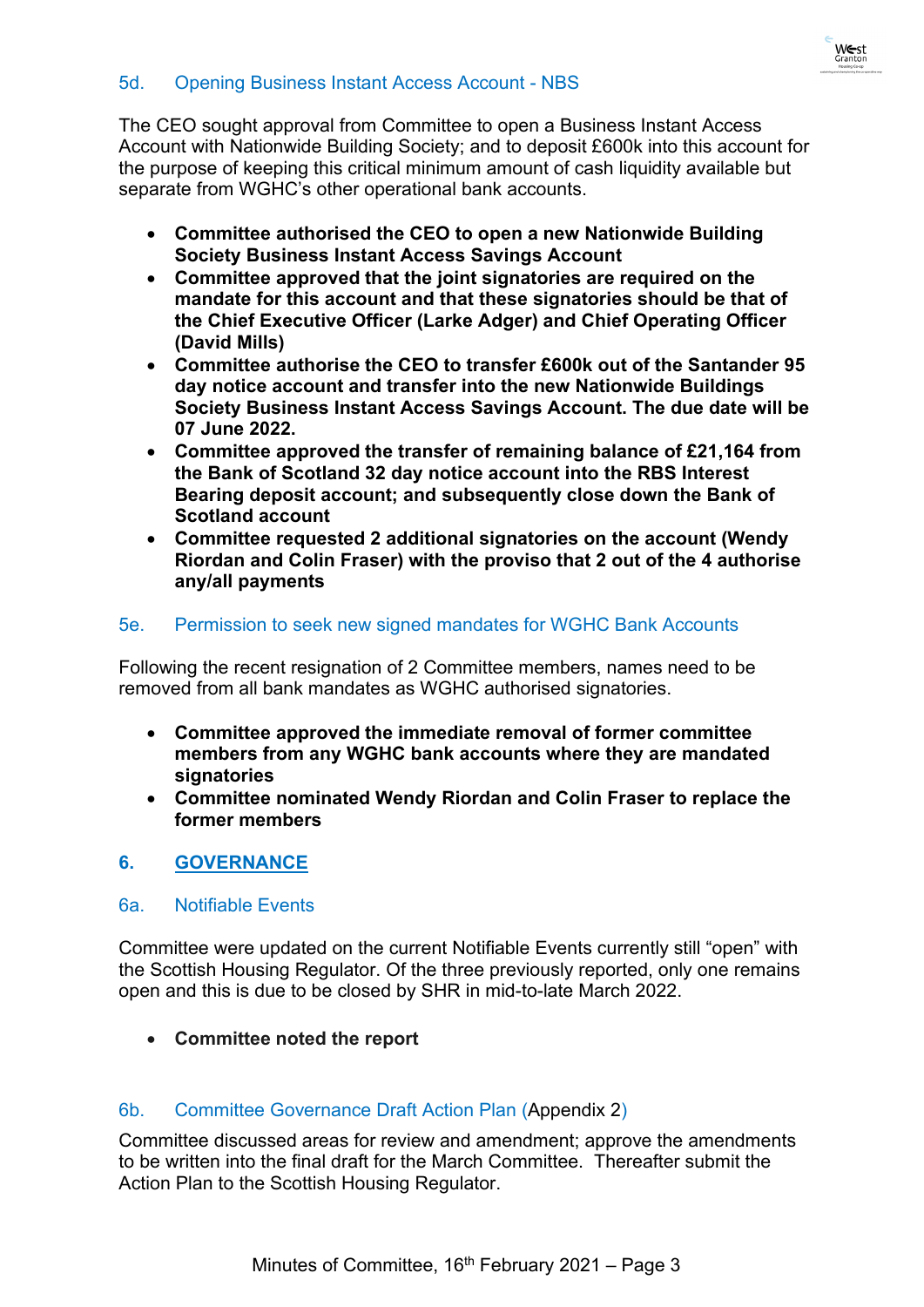### 5d. Opening Business Instant Access Account - NBS

The CEO sought approval from Committee to open a Business Instant Access Account with Nationwide Building Society; and to deposit £600k into this account for the purpose of keeping this critical minimum amount of cash liquidity available but separate from WGHC's other operational bank accounts.

- **Committee authorised the CEO to open a new Nationwide Building Society Business Instant Access Savings Account**
- **Committee approved that the joint signatories are required on the mandate for this account and that these signatories should be that of the Chief Executive Officer (Larke Adger) and Chief Operating Officer (David Mills)**
- **Committee authorise the CEO to transfer £600k out of the Santander 95 day notice account and transfer into the new Nationwide Buildings Society Business Instant Access Savings Account. The due date will be 07 June 2022.**
- **Committee approved the transfer of remaining balance of £21,164 from the Bank of Scotland 32 day notice account into the RBS Interest Bearing deposit account; and subsequently close down the Bank of Scotland account**
- **Committee requested 2 additional signatories on the account (Wendy Riordan and Colin Fraser) with the proviso that 2 out of the 4 authorise any/all payments**

### 5e. Permission to seek new signed mandates for WGHC Bank Accounts

Following the recent resignation of 2 Committee members, names need to be removed from all bank mandates as WGHC authorised signatories.

- **Committee approved the immediate removal of former committee members from any WGHC bank accounts where they are mandated signatories**
- **Committee nominated Wendy Riordan and Colin Fraser to replace the former members**

## 6. GOVERNANCE

### 6a. Notifiable Events

Committee were updated on the current Notifiable Events currently still "open" with the Scottish Housing Regulator. Of the three previously reported, only one remains open and this is due to be closed by SHR in mid-to-late March 2022.

- **Committee noted the report**

### 6b. Committee Governance Draft Action Plan (Appendix 2)

Committee discussed areas for review and amendment; approve the amendments to be written into the final draft for the March Committee. Thereafter submit the Action Plan to the Scottish Housing Regulator.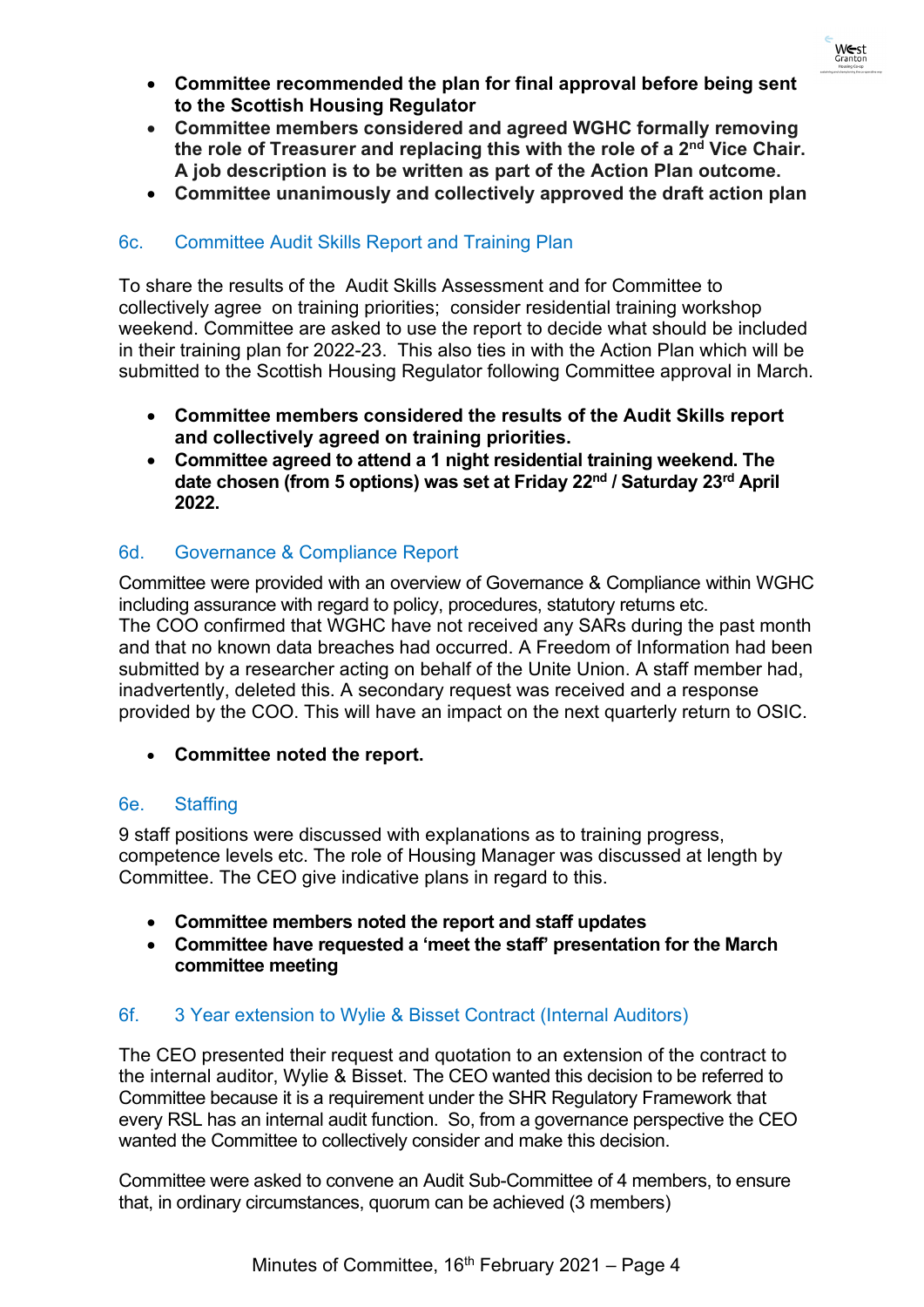- **Committee recommended the plan for final approval before being sent to the Scottish Housing Regulator**
- **Committee members considered and agreed WGHC formally removing the role of Treasurer and replacing this with the role of a 2nd Vice Chair. A job description is to be written as part of the Action Plan outcome.**
- **Committee unanimously and collectively approved the draft action plan**

## 6c. Committee Audit Skills Report and Training Plan

To share the results of the Audit Skills Assessment and for Committee to collectively agree on training priorities; consider residential training workshop weekend. Committee are asked to use the report to decide what should be included in their training plan for 2022-23. This also ties in with the Action Plan which will be submitted to the Scottish Housing Regulator following Committee approval in March.

- **Committee members considered the results of the Audit Skills report and collectively agreed on training priorities.**
- **Committee agreed to attend a 1 night residential training weekend. The date chosen (from 5 options) was set at Friday 22nd / Saturday 23rd April 2022.**

## 6d. Governance & Compliance Report

Committee were provided with an overview of Governance & Compliance within WGHC including assurance with regard to policy, procedures, statutory returns etc.
The COO confirmed that WGHC have not received any SARs during the past month and that no known data breaches had occurred. A Freedom of Information had been submitted by a researcher acting on behalf of the Unite Union. A staff member had, inadvertently, deleted this. A secondary request was received and a response provided by the COO. This will have an impact on the next quarterly return to OSIC.

- **Committee noted the report.**

## 6e. Staffing

9 staff positions were discussed with explanations as to training progress, competence levels etc. The role of Housing Manager was discussed at length by Committee. The CEO give indicative plans in regard to this.

- **Committee members noted the report and staff updates**
- **Committee have requested a 'meet the staff' presentation for the March committee meeting**

## 6f. 3 Year extension to Wylie & Bisset Contract (Internal Auditors)

The CEO presented their request and quotation to an extension of the contract to the internal auditor, Wylie & Bisset. The CEO wanted this decision to be referred to Committee because it is a requirement under the SHR Regulatory Framework that every RSL has an internal audit function. So, from a governance perspective the CEO wanted the Committee to collectively consider and make this decision.

Committee were asked to convene an Audit Sub-Committee of 4 members, to ensure that, in ordinary circumstances, quorum can be achieved (3 members)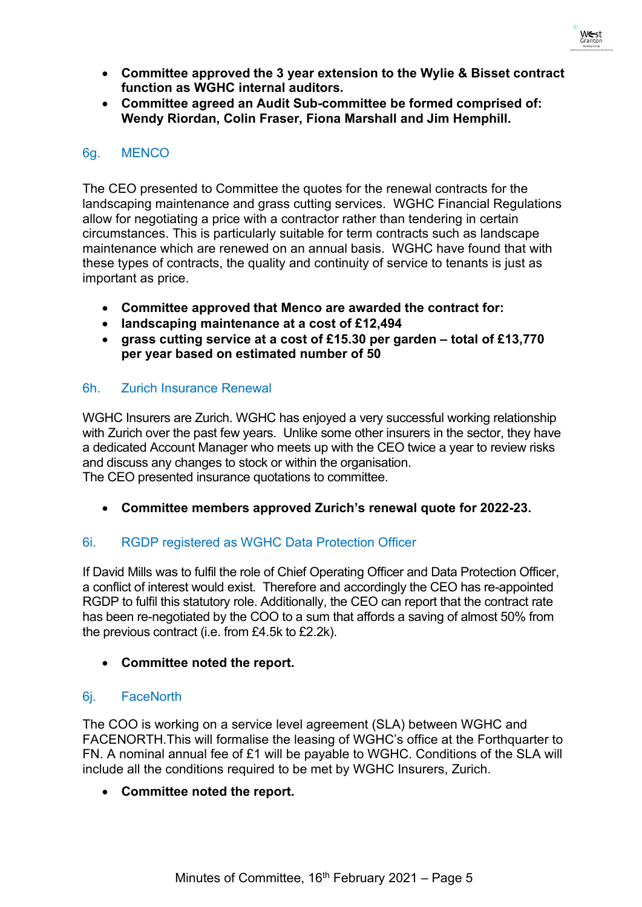- **Committee approved the 3 year extension to the Wylie & Bisset contract function as WGHC internal auditors.**
- **Committee agreed an Audit Sub-committee be formed comprised of: Wendy Riordan, Colin Fraser, Fiona Marshall and Jim Hemphill.**

### 6g. MENCO

The CEO presented to Committee the quotes for the renewal contracts for the landscaping maintenance and grass cutting services. WGHC Financial Regulations allow for negotiating a price with a contractor rather than tendering in certain circumstances. This is particularly suitable for term contracts such as landscape maintenance which are renewed on an annual basis. WGHC have found that with these types of contracts, the quality and continuity of service to tenants is just as important as price.

- **Committee approved that Menco are awarded the contract for:**
- **landscaping maintenance at a cost of £12,494**
- **grass cutting service at a cost of £15.30 per garden – total of £13,770 per year based on estimated number of 50**

### 6h. Zurich Insurance Renewal

WGHC Insurers are Zurich. WGHC has enjoyed a very successful working relationship with Zurich over the past few years. Unlike some other insurers in the sector, they have a dedicated Account Manager who meets up with the CEO twice a year to review risks and discuss any changes to stock or within the organisation.
The CEO presented insurance quotations to committee.

- **Committee members approved Zurich's renewal quote for 2022-23.**

### 6i. RGDP registered as WGHC Data Protection Officer

If David Mills was to fulfil the role of Chief Operating Officer and Data Protection Officer, a conflict of interest would exist. Therefore and accordingly the CEO has re-appointed RGDP to fulfil this statutory role. Additionally, the CEO can report that the contract rate has been re-negotiated by the COO to a sum that affords a saving of almost 50% from the previous contract (i.e. from £4.5k to £2.2k).

- **Committee noted the report.**

### 6j. FaceNorth

The COO is working on a service level agreement (SLA) between WGHC and FACENORTH.This will formalise the leasing of WGHC's office at the Forthquarter to FN. A nominal annual fee of £1 will be payable to WGHC. Conditions of the SLA will include all the conditions required to be met by WGHC Insurers, Zurich.

- **Committee noted the report.**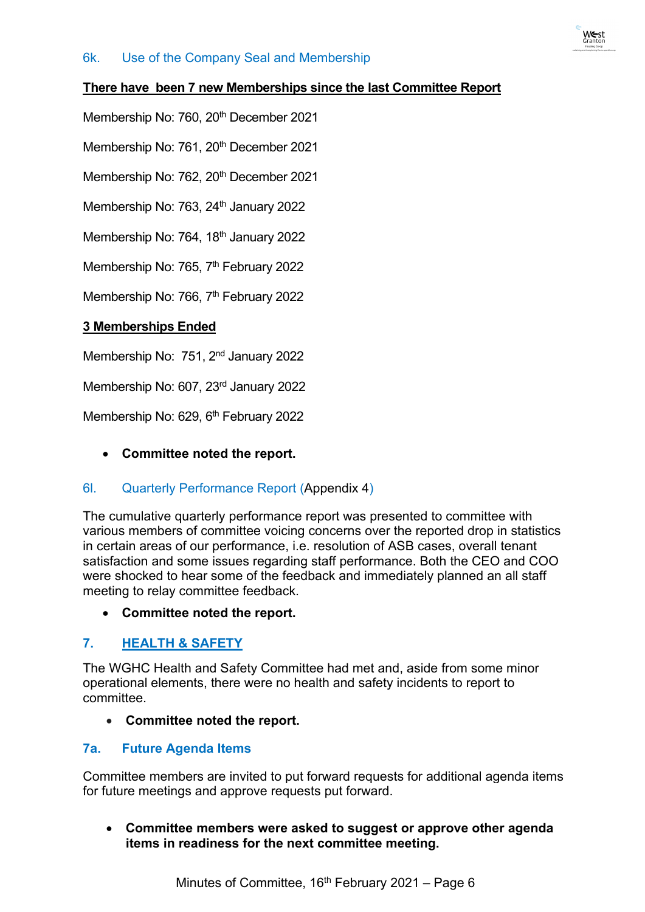### 6k. Use of the Company Seal and Membership

**There have been 7 new Memberships since the last Committee Report**

Membership No: 760, 20th December 2021

Membership No: 761, 20th December 2021

Membership No: 762, 20th December 2021

Membership No: 763, 24th January 2022

Membership No: 764, 18th January 2022

Membership No: 765, 7th February 2022

Membership No: 766, 7th February 2022

**3 Memberships Ended**

Membership No: 751, 2nd January 2022

Membership No: 607, 23rd January 2022

Membership No: 629, 6th February 2022

- **Committee noted the report.**

### 6l. Quarterly Performance Report (Appendix 4)

The cumulative quarterly performance report was presented to committee with various members of committee voicing concerns over the reported drop in statistics in certain areas of our performance, i.e. resolution of ASB cases, overall tenant satisfaction and some issues regarding staff performance. Both the CEO and COO were shocked to hear some of the feedback and immediately planned an all staff meeting to relay committee feedback.

- **Committee noted the report.**

## 7. HEALTH & SAFETY

The WGHC Health and Safety Committee had met and, aside from some minor operational elements, there were no health and safety incidents to report to committee.

- **Committee noted the report.**

### 7a. Future Agenda Items

Committee members are invited to put forward requests for additional agenda items for future meetings and approve requests put forward.

- **Committee members were asked to suggest or approve other agenda items in readiness for the next committee meeting.**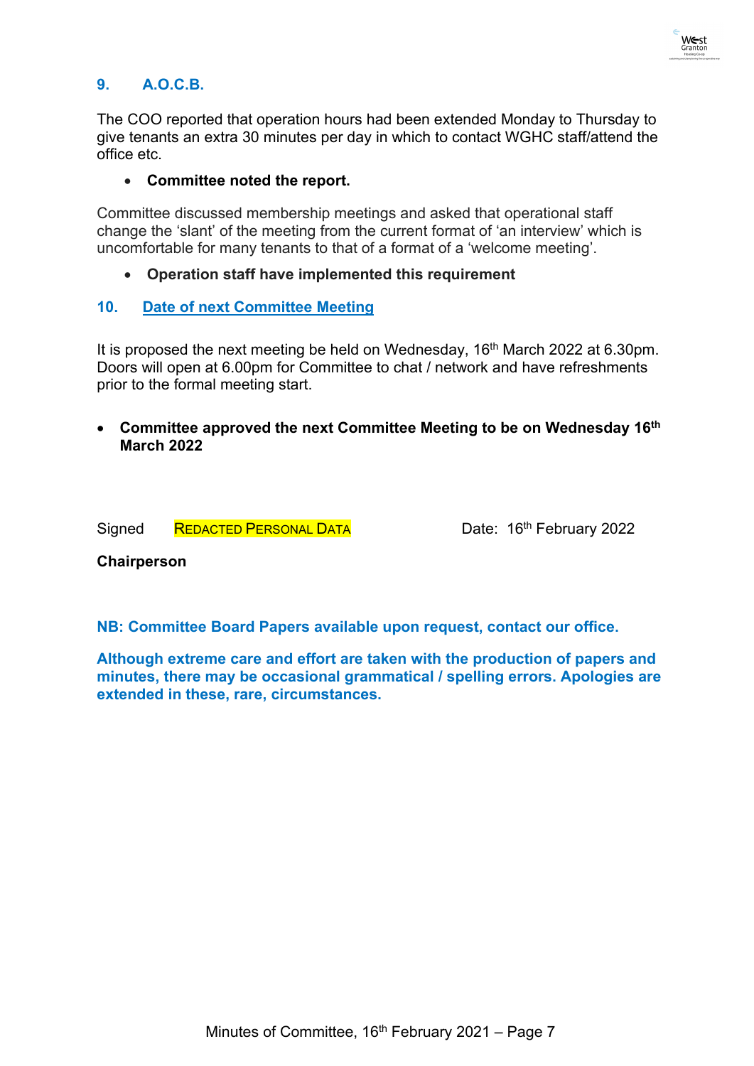## 9. A.O.C.B.

The COO reported that operation hours had been extended Monday to Thursday to give tenants an extra 30 minutes per day in which to contact WGHC staff/attend the office etc.

- **Committee noted the report.**

Committee discussed membership meetings and asked that operational staff change the 'slant' of the meeting from the current format of 'an interview' which is uncomfortable for many tenants to that of a format of a 'welcome meeting'.

- **Operation staff have implemented this requirement**

## 10. Date of next Committee Meeting

It is proposed the next meeting be held on Wednesday, 16th March 2022 at 6.30pm. Doors will open at 6.00pm for Committee to chat / network and have refreshments prior to the formal meeting start.

- **Committee approved the next Committee Meeting to be on Wednesday 16th March 2022**

Signed REDACTED PERSONAL DATA Date: 16th February 2022

**Chairperson**

**NB: Committee Board Papers available upon request, contact our office.**

**Although extreme care and effort are taken with the production of papers and minutes, there may be occasional grammatical / spelling errors. Apologies are extended in these, rare, circumstances.**